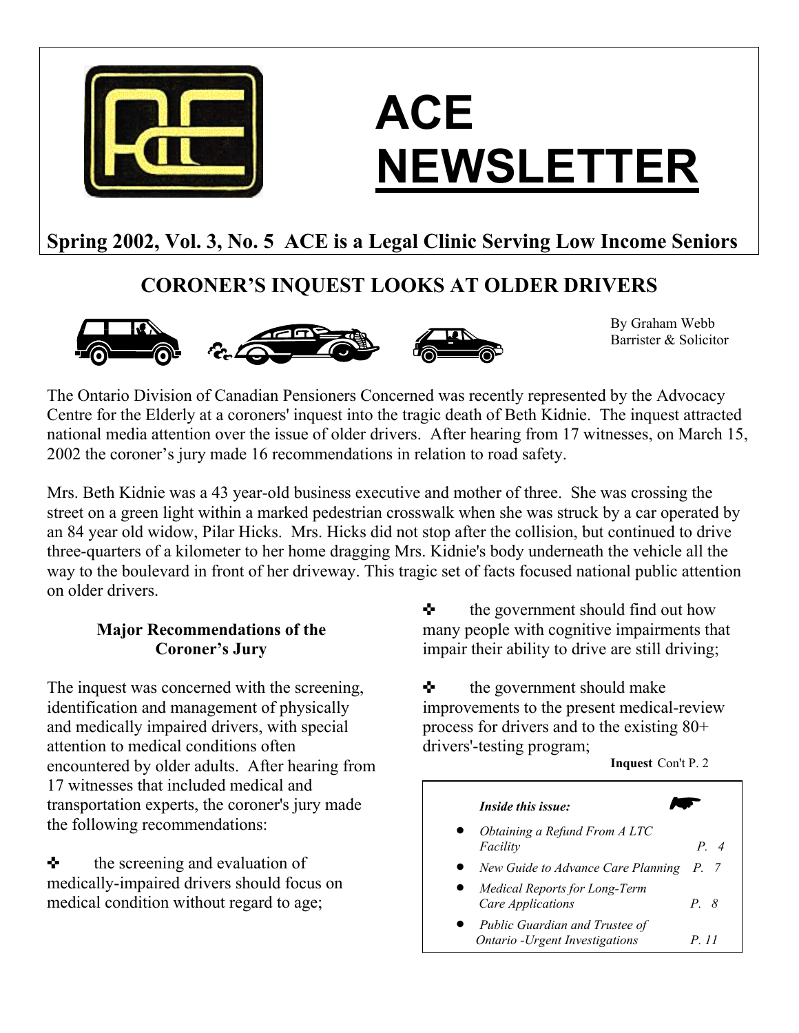# ACE NEWSLETTER

**Spring 2002, Vol. 3, No. 5 ACE is a Legal Clinic Serving Low Income Seniors**

## CORONER'S INQUEST LOOKS AT OLDER DRIVERS

By Graham Webb
Barrister & Solicitor

The Ontario Division of Canadian Pensioners Concerned was recently represented by the Advocacy Centre for the Elderly at a coroners' inquest into the tragic death of Beth Kidnie. The inquest attracted national media attention over the issue of older drivers. After hearing from 17 witnesses, on March 15, 2002 the coroner's jury made 16 recommendations in relation to road safety.

Mrs. Beth Kidnie was a 43 year-old business executive and mother of three. She was crossing the street on a green light within a marked pedestrian crosswalk when she was struck by a car operated by an 84 year old widow, Pilar Hicks. Mrs. Hicks did not stop after the collision, but continued to drive three-quarters of a kilometer to her home dragging Mrs. Kidnie's body underneath the vehicle all the way to the boulevard in front of her driveway. This tragic set of facts focused national public attention on older drivers.

### Major Recommendations of the Coroner's Jury

The inquest was concerned with the screening, identification and management of physically and medically impaired drivers, with special attention to medical conditions often encountered by older adults. After hearing from 17 witnesses that included medical and transportation experts, the coroner's jury made the following recommendations:

- the screening and evaluation of medically-impaired drivers should focus on medical condition without regard to age;
- the government should find out how many people with cognitive impairments that impair their ability to drive are still driving;
- the government should make improvements to the present medical-review process for drivers and to the existing 80+ drivers'-testing program;

**Inquest** Con't P. 2

***Inside this issue:***

- *Obtaining a Refund From A LTC Facility* — *P. 4*
- *New Guide to Advance Care Planning* — *P. 7*
- *Medical Reports for Long-Term Care Applications* — *P. 8*
- *Public Guardian and Trustee of Ontario -Urgent Investigations* — *P. 11*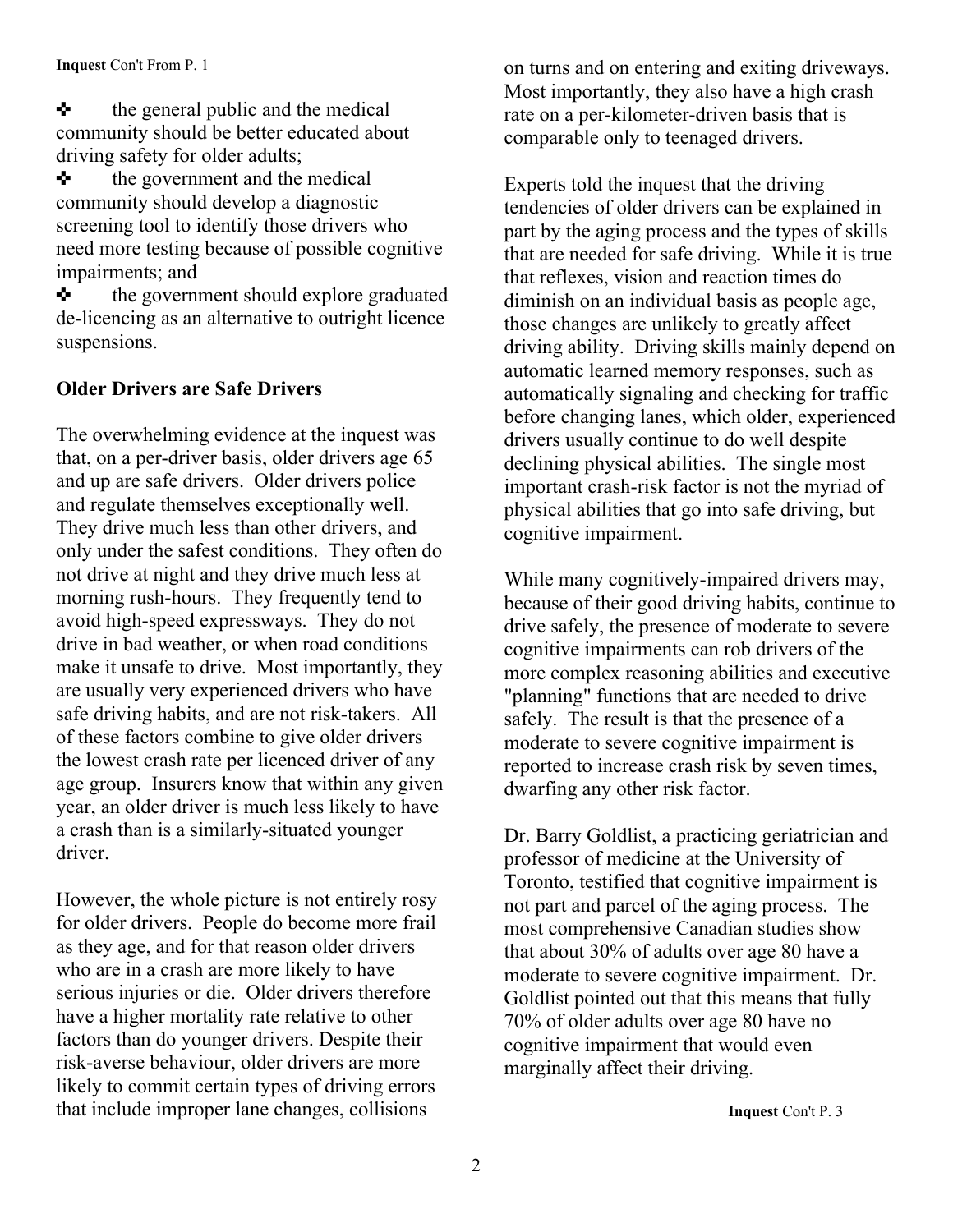**Inquest** Con't From P. 1

- the general public and the medical community should be better educated about driving safety for older adults;
- the government and the medical community should develop a diagnostic screening tool to identify those drivers who need more testing because of possible cognitive impairments; and
- the government should explore graduated de-licencing as an alternative to outright licence suspensions.

**Older Drivers are Safe Drivers**

The overwhelming evidence at the inquest was that, on a per-driver basis, older drivers age 65 and up are safe drivers. Older drivers police and regulate themselves exceptionally well. They drive much less than other drivers, and only under the safest conditions. They often do not drive at night and they drive much less at morning rush-hours. They frequently tend to avoid high-speed expressways. They do not drive in bad weather, or when road conditions make it unsafe to drive. Most importantly, they are usually very experienced drivers who have safe driving habits, and are not risk-takers. All of these factors combine to give older drivers the lowest crash rate per licenced driver of any age group. Insurers know that within any given year, an older driver is much less likely to have a crash than is a similarly-situated younger driver.

However, the whole picture is not entirely rosy for older drivers. People do become more frail as they age, and for that reason older drivers who are in a crash are more likely to have serious injuries or die. Older drivers therefore have a higher mortality rate relative to other factors than do younger drivers. Despite their risk-averse behaviour, older drivers are more likely to commit certain types of driving errors that include improper lane changes, collisions on turns and on entering and exiting driveways. Most importantly, they also have a high crash rate on a per-kilometer-driven basis that is comparable only to teenaged drivers.

Experts told the inquest that the driving tendencies of older drivers can be explained in part by the aging process and the types of skills that are needed for safe driving. While it is true that reflexes, vision and reaction times do diminish on an individual basis as people age, those changes are unlikely to greatly affect driving ability. Driving skills mainly depend on automatic learned memory responses, such as automatically signaling and checking for traffic before changing lanes, which older, experienced drivers usually continue to do well despite declining physical abilities. The single most important crash-risk factor is not the myriad of physical abilities that go into safe driving, but cognitive impairment.

While many cognitively-impaired drivers may, because of their good driving habits, continue to drive safely, the presence of moderate to severe cognitive impairments can rob drivers of the more complex reasoning abilities and executive "planning" functions that are needed to drive safely. The result is that the presence of a moderate to severe cognitive impairment is reported to increase crash risk by seven times, dwarfing any other risk factor.

Dr. Barry Goldlist, a practicing geriatrician and professor of medicine at the University of Toronto, testified that cognitive impairment is not part and parcel of the aging process. The most comprehensive Canadian studies show that about 30% of adults over age 80 have a moderate to severe cognitive impairment. Dr. Goldlist pointed out that this means that fully 70% of older adults over age 80 have no cognitive impairment that would even marginally affect their driving.

**Inquest** Con't P. 3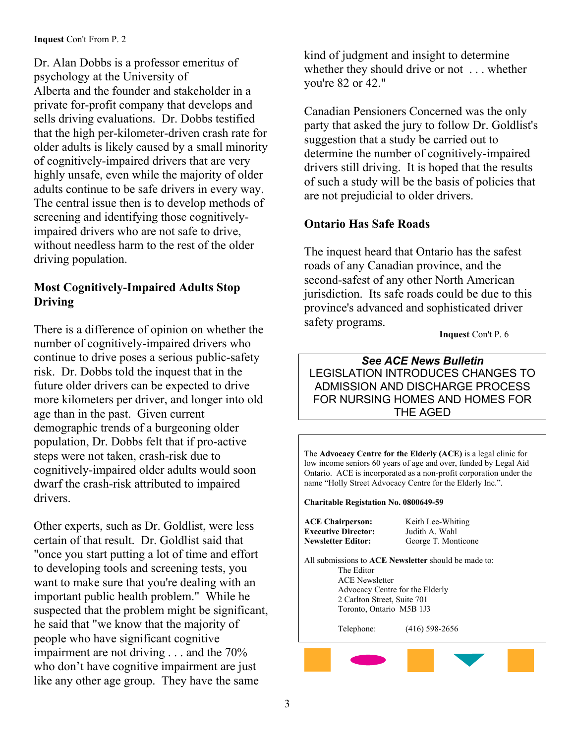**Inquest** Con't From P. 2

Dr. Alan Dobbs is a professor emeritus of psychology at the University of Alberta and the founder and stakeholder in a private for-profit company that develops and sells driving evaluations. Dr. Dobbs testified that the high per-kilometer-driven crash rate for older adults is likely caused by a small minority of cognitively-impaired drivers that are very highly unsafe, even while the majority of older adults continue to be safe drivers in every way. The central issue then is to develop methods of screening and identifying those cognitively-impaired drivers who are not safe to drive, without needless harm to the rest of the older driving population.

### Most Cognitively-Impaired Adults Stop Driving

There is a difference of opinion on whether the number of cognitively-impaired drivers who continue to drive poses a serious public-safety risk. Dr. Dobbs told the inquest that in the future older drivers can be expected to drive more kilometers per driver, and longer into old age than in the past. Given current demographic trends of a burgeoning older population, Dr. Dobbs felt that if pro-active steps were not taken, crash-risk due to cognitively-impaired older adults would soon dwarf the crash-risk attributed to impaired drivers.

Other experts, such as Dr. Goldlist, were less certain of that result. Dr. Goldlist said that "once you start putting a lot of time and effort to developing tools and screening tests, you want to make sure that you're dealing with an important public health problem." While he suspected that the problem might be significant, he said that "we know that the majority of people who have significant cognitive impairment are not driving . . . and the 70% who don't have cognitive impairment are just like any other age group. They have the same kind of judgment and insight to determine whether they should drive or not . . . whether you're 82 or 42."

Canadian Pensioners Concerned was the only party that asked the jury to follow Dr. Goldlist's suggestion that a study be carried out to determine the number of cognitively-impaired drivers still driving. It is hoped that the results of such a study will be the basis of policies that are not prejudicial to older drivers.

### Ontario Has Safe Roads

The inquest heard that Ontario has the safest roads of any Canadian province, and the second-safest of any other North American jurisdiction. Its safe roads could be due to this province's advanced and sophisticated driver safety programs.

**Inquest** Con't P. 6

***See ACE News Bulletin***
LEGISLATION INTRODUCES CHANGES TO ADMISSION AND DISCHARGE PROCESS FOR NURSING HOMES AND HOMES FOR THE AGED

---

The **Advocacy Centre for the Elderly (ACE)** is a legal clinic for low income seniors 60 years of age and over, funded by Legal Aid Ontario. ACE is incorporated as a non-profit corporation under the name "Holly Street Advocacy Centre for the Elderly Inc.".

**Charitable Registation No. 0800649-59**

**ACE Chairperson:** Keith Lee-Whiting
**Executive Director:** Judith A. Wahl
**Newsletter Editor:** George T. Monticone

All submissions to **ACE Newsletter** should be made to:
The Editor
ACE Newsletter
Advocacy Centre for the Elderly
2 Carlton Street, Suite 701
Toronto, Ontario M5B 1J3

Telephone: (416) 598-2656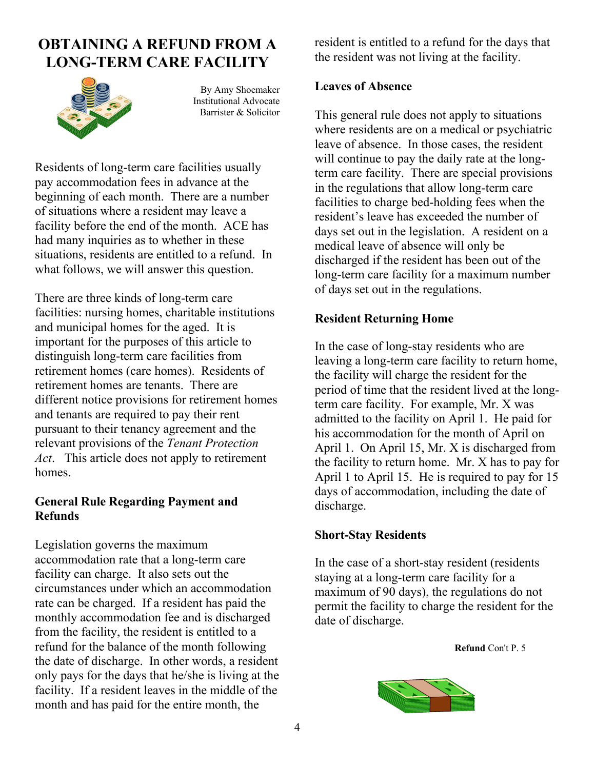# OBTAINING A REFUND FROM A LONG-TERM CARE FACILITY

By Amy Shoemaker
Institutional Advocate
Barrister & Solicitor

Residents of long-term care facilities usually pay accommodation fees in advance at the beginning of each month. There are a number of situations where a resident may leave a facility before the end of the month. ACE has had many inquiries as to whether in these situations, residents are entitled to a refund. In what follows, we will answer this question.

There are three kinds of long-term care facilities: nursing homes, charitable institutions and municipal homes for the aged. It is important for the purposes of this article to distinguish long-term care facilities from retirement homes (care homes). Residents of retirement homes are tenants. There are different notice provisions for retirement homes and tenants are required to pay their rent pursuant to their tenancy agreement and the relevant provisions of the *Tenant Protection Act*. This article does not apply to retirement homes.

**General Rule Regarding Payment and Refunds**

Legislation governs the maximum accommodation rate that a long-term care facility can charge. It also sets out the circumstances under which an accommodation rate can be charged. If a resident has paid the monthly accommodation fee and is discharged from the facility, the resident is entitled to a refund for the balance of the month following the date of discharge. In other words, a resident only pays for the days that he/she is living at the facility. If a resident leaves in the middle of the month and has paid for the entire month, the resident is entitled to a refund for the days that the resident was not living at the facility.

**Leaves of Absence**

This general rule does not apply to situations where residents are on a medical or psychiatric leave of absence. In those cases, the resident will continue to pay the daily rate at the long-term care facility. There are special provisions in the regulations that allow long-term care facilities to charge bed-holding fees when the resident's leave has exceeded the number of days set out in the legislation. A resident on a medical leave of absence will only be discharged if the resident has been out of the long-term care facility for a maximum number of days set out in the regulations.

**Resident Returning Home**

In the case of long-stay residents who are leaving a long-term care facility to return home, the facility will charge the resident for the period of time that the resident lived at the long-term care facility. For example, Mr. X was admitted to the facility on April 1. He paid for his accommodation for the month of April on April 1. On April 15, Mr. X is discharged from the facility to return home. Mr. X has to pay for April 1 to April 15. He is required to pay for 15 days of accommodation, including the date of discharge.

**Short-Stay Residents**

In the case of a short-stay resident (residents staying at a long-term care facility for a maximum of 90 days), the regulations do not permit the facility to charge the resident for the date of discharge.

**Refund** Con't P. 5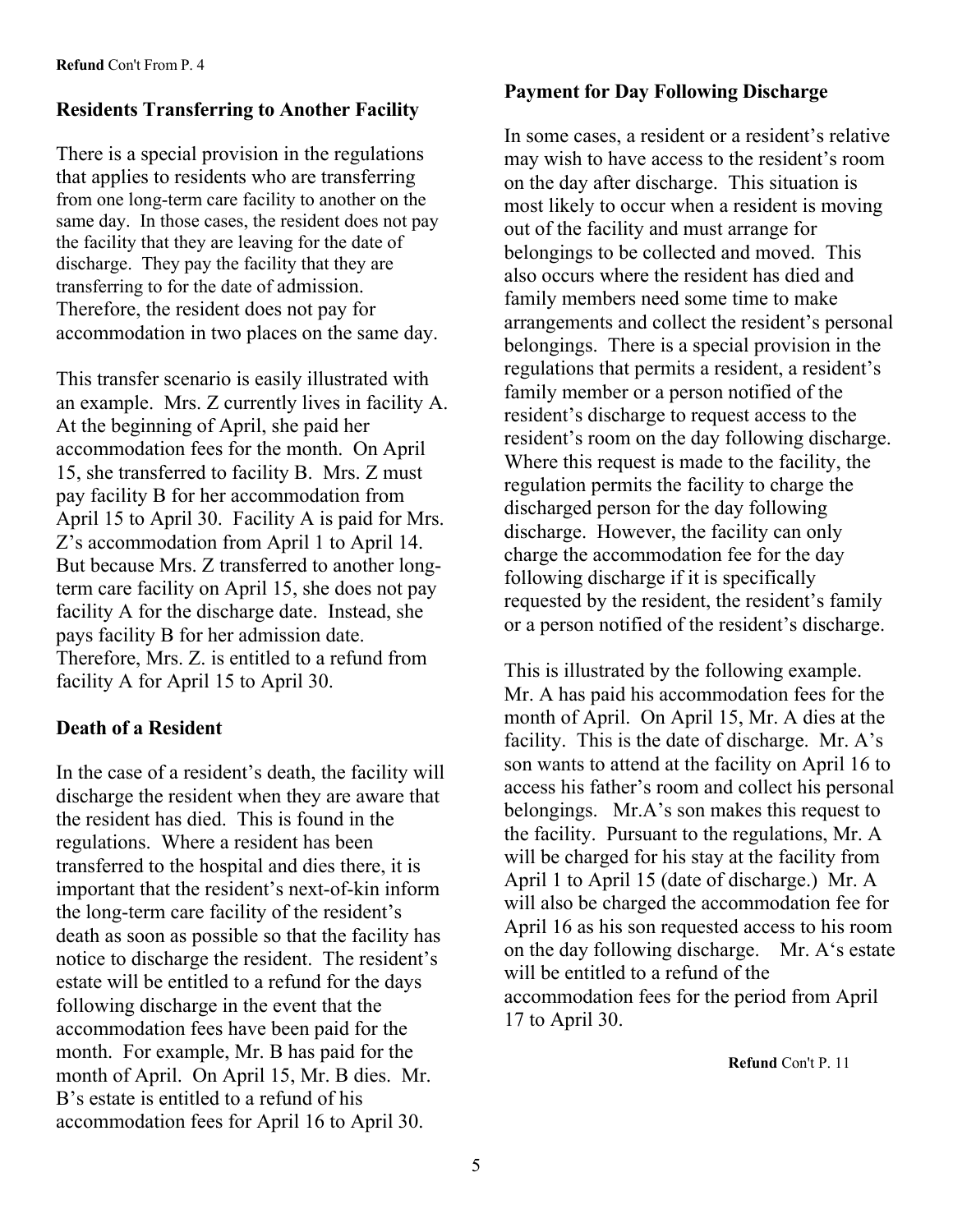**Refund** Con't From P. 4

### Residents Transferring to Another Facility

There is a special provision in the regulations that applies to residents who are transferring from one long-term care facility to another on the same day. In those cases, the resident does not pay the facility that they are leaving for the date of discharge. They pay the facility that they are transferring to for the date of admission. Therefore, the resident does not pay for accommodation in two places on the same day.

This transfer scenario is easily illustrated with an example. Mrs. Z currently lives in facility A. At the beginning of April, she paid her accommodation fees for the month. On April 15, she transferred to facility B. Mrs. Z must pay facility B for her accommodation from April 15 to April 30. Facility A is paid for Mrs. Z's accommodation from April 1 to April 14. But because Mrs. Z transferred to another long-term care facility on April 15, she does not pay facility A for the discharge date. Instead, she pays facility B for her admission date. Therefore, Mrs. Z. is entitled to a refund from facility A for April 15 to April 30.

### Death of a Resident

In the case of a resident's death, the facility will discharge the resident when they are aware that the resident has died. This is found in the regulations. Where a resident has been transferred to the hospital and dies there, it is important that the resident's next-of-kin inform the long-term care facility of the resident's death as soon as possible so that the facility has notice to discharge the resident. The resident's estate will be entitled to a refund for the days following discharge in the event that the accommodation fees have been paid for the month. For example, Mr. B has paid for the month of April. On April 15, Mr. B dies. Mr. B's estate is entitled to a refund of his accommodation fees for April 16 to April 30.

### Payment for Day Following Discharge

In some cases, a resident or a resident's relative may wish to have access to the resident's room on the day after discharge. This situation is most likely to occur when a resident is moving out of the facility and must arrange for belongings to be collected and moved. This also occurs where the resident has died and family members need some time to make arrangements and collect the resident's personal belongings. There is a special provision in the regulations that permits a resident, a resident's family member or a person notified of the resident's discharge to request access to the resident's room on the day following discharge. Where this request is made to the facility, the regulation permits the facility to charge the discharged person for the day following discharge. However, the facility can only charge the accommodation fee for the day following discharge if it is specifically requested by the resident, the resident's family or a person notified of the resident's discharge.

This is illustrated by the following example. Mr. A has paid his accommodation fees for the month of April. On April 15, Mr. A dies at the facility. This is the date of discharge. Mr. A's son wants to attend at the facility on April 16 to access his father's room and collect his personal belongings. Mr.A's son makes this request to the facility. Pursuant to the regulations, Mr. A will be charged for his stay at the facility from April 1 to April 15 (date of discharge.) Mr. A will also be charged the accommodation fee for April 16 as his son requested access to his room on the day following discharge. Mr. A's estate will be entitled to a refund of the accommodation fees for the period from April 17 to April 30.

**Refund** Con't P. 11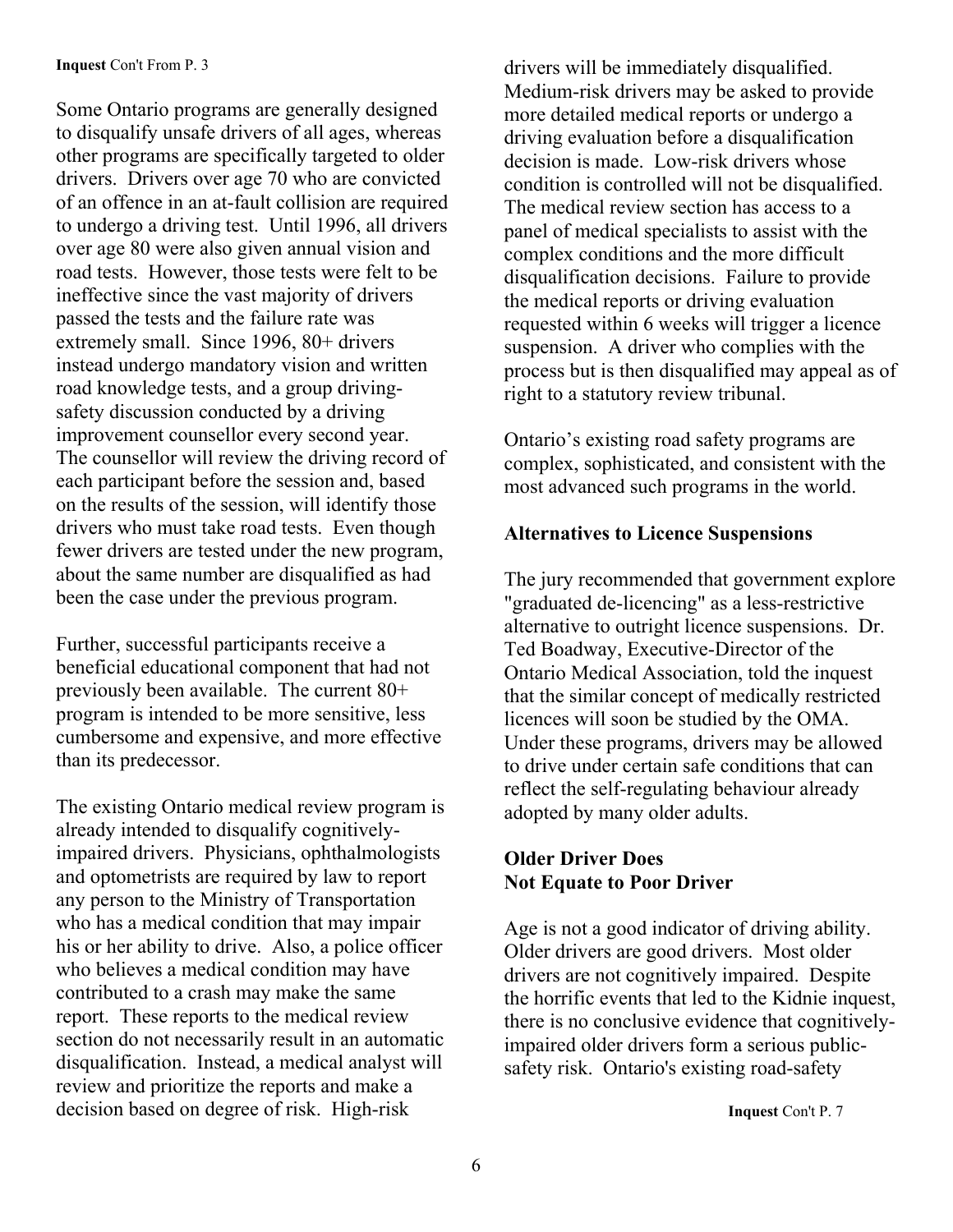**Inquest** Con't From P. 3

Some Ontario programs are generally designed to disqualify unsafe drivers of all ages, whereas other programs are specifically targeted to older drivers. Drivers over age 70 who are convicted of an offence in an at-fault collision are required to undergo a driving test. Until 1996, all drivers over age 80 were also given annual vision and road tests. However, those tests were felt to be ineffective since the vast majority of drivers passed the tests and the failure rate was extremely small. Since 1996, 80+ drivers instead undergo mandatory vision and written road knowledge tests, and a group driving-safety discussion conducted by a driving improvement counsellor every second year. The counsellor will review the driving record of each participant before the session and, based on the results of the session, will identify those drivers who must take road tests. Even though fewer drivers are tested under the new program, about the same number are disqualified as had been the case under the previous program.

Further, successful participants receive a beneficial educational component that had not previously been available. The current 80+ program is intended to be more sensitive, less cumbersome and expensive, and more effective than its predecessor.

The existing Ontario medical review program is already intended to disqualify cognitively-impaired drivers. Physicians, ophthalmologists and optometrists are required by law to report any person to the Ministry of Transportation who has a medical condition that may impair his or her ability to drive. Also, a police officer who believes a medical condition may have contributed to a crash may make the same report. These reports to the medical review section do not necessarily result in an automatic disqualification. Instead, a medical analyst will review and prioritize the reports and make a decision based on degree of risk. High-risk drivers will be immediately disqualified. Medium-risk drivers may be asked to provide more detailed medical reports or undergo a driving evaluation before a disqualification decision is made. Low-risk drivers whose condition is controlled will not be disqualified. The medical review section has access to a panel of medical specialists to assist with the complex conditions and the more difficult disqualification decisions. Failure to provide the medical reports or driving evaluation requested within 6 weeks will trigger a licence suspension. A driver who complies with the process but is then disqualified may appeal as of right to a statutory review tribunal.

Ontario's existing road safety programs are complex, sophisticated, and consistent with the most advanced such programs in the world.

**Alternatives to Licence Suspensions**

The jury recommended that government explore "graduated de-licencing" as a less-restrictive alternative to outright licence suspensions. Dr. Ted Boadway, Executive-Director of the Ontario Medical Association, told the inquest that the similar concept of medically restricted licences will soon be studied by the OMA. Under these programs, drivers may be allowed to drive under certain safe conditions that can reflect the self-regulating behaviour already adopted by many older adults.

**Older Driver Does Not Equate to Poor Driver**

Age is not a good indicator of driving ability. Older drivers are good drivers. Most older drivers are not cognitively impaired. Despite the horrific events that led to the Kidnie inquest, there is no conclusive evidence that cognitively-impaired older drivers form a serious public-safety risk. Ontario's existing road-safety

**Inquest** Con't P. 7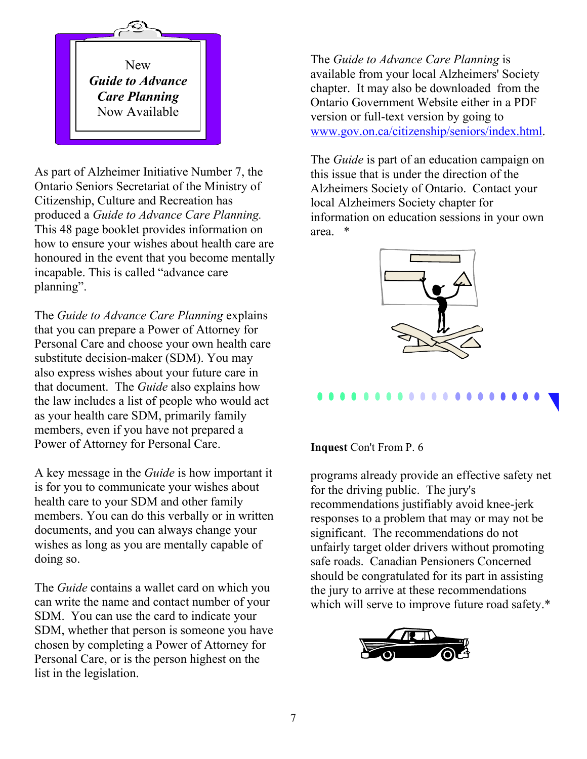## New *Guide to Advance Care Planning* Now Available

As part of Alzheimer Initiative Number 7, the Ontario Seniors Secretariat of the Ministry of Citizenship, Culture and Recreation has produced a *Guide to Advance Care Planning.* This 48 page booklet provides information on how to ensure your wishes about health care are honoured in the event that you become mentally incapable. This is called “advance care planning”.

The *Guide to Advance Care Planning* explains that you can prepare a Power of Attorney for Personal Care and choose your own health care substitute decision-maker (SDM). You may also express wishes about your future care in that document. The *Guide* also explains how the law includes a list of people who would act as your health care SDM, primarily family members, even if you have not prepared a Power of Attorney for Personal Care.

A key message in the *Guide* is how important it is for you to communicate your wishes about health care to your SDM and other family members. You can do this verbally or in written documents, and you can always change your wishes as long as you are mentally capable of doing so.

The *Guide* contains a wallet card on which you can write the name and contact number of your SDM. You can use the card to indicate your SDM, whether that person is someone you have chosen by completing a Power of Attorney for Personal Care, or is the person highest on the list in the legislation.

The *Guide to Advance Care Planning* is available from your local Alzheimers' Society chapter. It may also be downloaded from the Ontario Government Website either in a PDF version or full-text version by going to www.gov.on.ca/citizenship/seniors/index.html.

The *Guide* is part of an education campaign on this issue that is under the direction of the Alzheimers Society of Ontario. Contact your local Alzheimers Society chapter for information on education sessions in your own area. *

**Inquest** Con't From P. 6

programs already provide an effective safety net for the driving public. The jury's recommendations justifiably avoid knee-jerk responses to a problem that may or may not be significant. The recommendations do not unfairly target older drivers without promoting safe roads. Canadian Pensioners Concerned should be congratulated for its part in assisting the jury to arrive at these recommendations which will serve to improve future road safety.*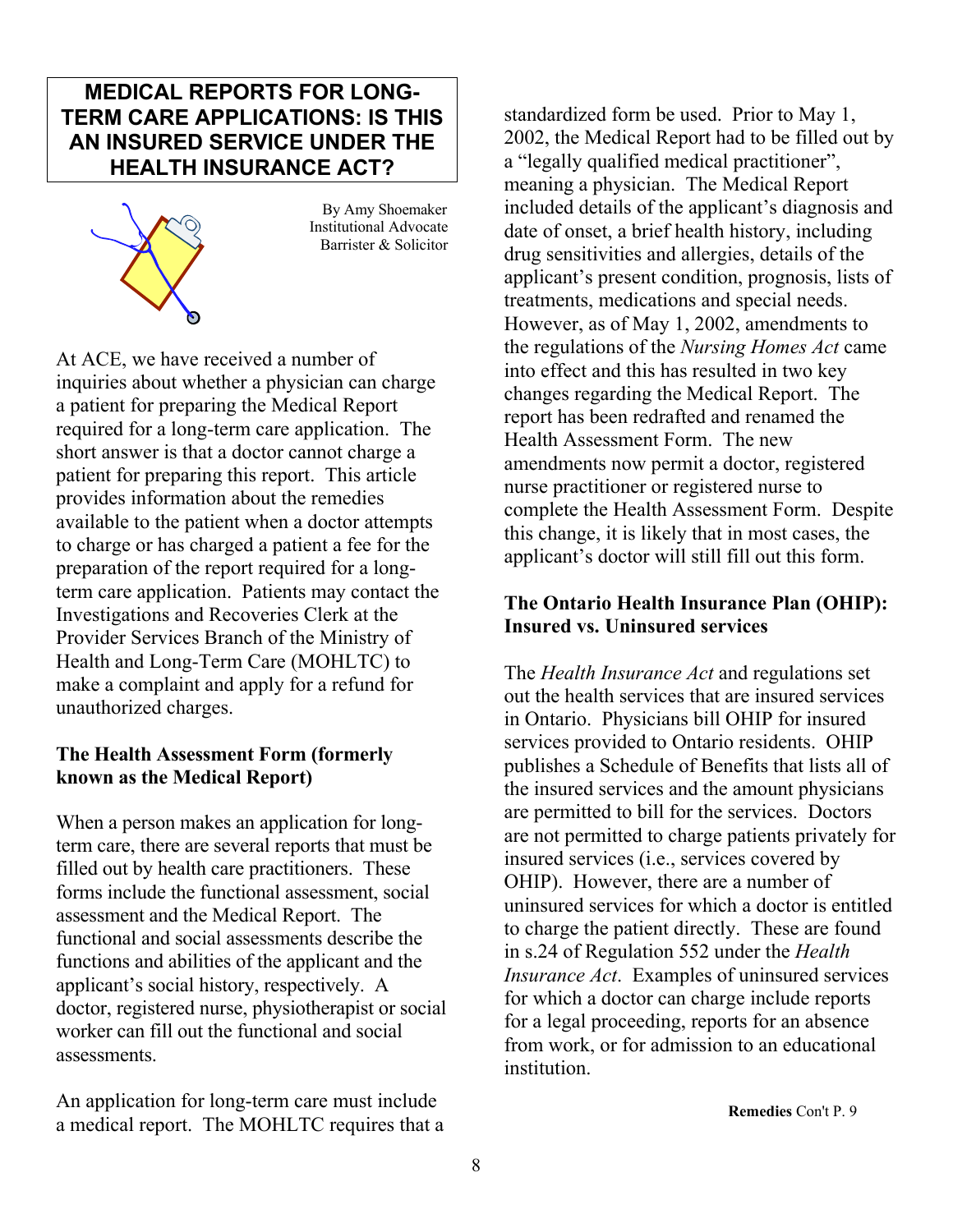## MEDICAL REPORTS FOR LONG-TERM CARE APPLICATIONS: IS THIS AN INSURED SERVICE UNDER THE HEALTH INSURANCE ACT?

By Amy Shoemaker
Institutional Advocate
Barrister & Solicitor

At ACE, we have received a number of inquiries about whether a physician can charge a patient for preparing the Medical Report required for a long-term care application. The short answer is that a doctor cannot charge a patient for preparing this report. This article provides information about the remedies available to the patient when a doctor attempts to charge or has charged a patient a fee for the preparation of the report required for a long-term care application. Patients may contact the Investigations and Recoveries Clerk at the Provider Services Branch of the Ministry of Health and Long-Term Care (MOHLTC) to make a complaint and apply for a refund for unauthorized charges.

**The Health Assessment Form (formerly known as the Medical Report)**

When a person makes an application for long-term care, there are several reports that must be filled out by health care practitioners. These forms include the functional assessment, social assessment and the Medical Report. The functional and social assessments describe the functions and abilities of the applicant and the applicant's social history, respectively. A doctor, registered nurse, physiotherapist or social worker can fill out the functional and social assessments.

An application for long-term care must include a medical report. The MOHLTC requires that a standardized form be used. Prior to May 1, 2002, the Medical Report had to be filled out by a "legally qualified medical practitioner", meaning a physician. The Medical Report included details of the applicant's diagnosis and date of onset, a brief health history, including drug sensitivities and allergies, details of the applicant's present condition, prognosis, lists of treatments, medications and special needs. However, as of May 1, 2002, amendments to the regulations of the *Nursing Homes Act* came into effect and this has resulted in two key changes regarding the Medical Report. The report has been redrafted and renamed the Health Assessment Form. The new amendments now permit a doctor, registered nurse practitioner or registered nurse to complete the Health Assessment Form. Despite this change, it is likely that in most cases, the applicant's doctor will still fill out this form.

**The Ontario Health Insurance Plan (OHIP): Insured vs. Uninsured services**

The *Health Insurance Act* and regulations set out the health services that are insured services in Ontario. Physicians bill OHIP for insured services provided to Ontario residents. OHIP publishes a Schedule of Benefits that lists all of the insured services and the amount physicians are permitted to bill for the services. Doctors are not permitted to charge patients privately for insured services (i.e., services covered by OHIP). However, there are a number of uninsured services for which a doctor is entitled to charge the patient directly. These are found in s.24 of Regulation 552 under the *Health Insurance Act*. Examples of uninsured services for which a doctor can charge include reports for a legal proceeding, reports for an absence from work, or for admission to an educational institution.

**Remedies** Con't P. 9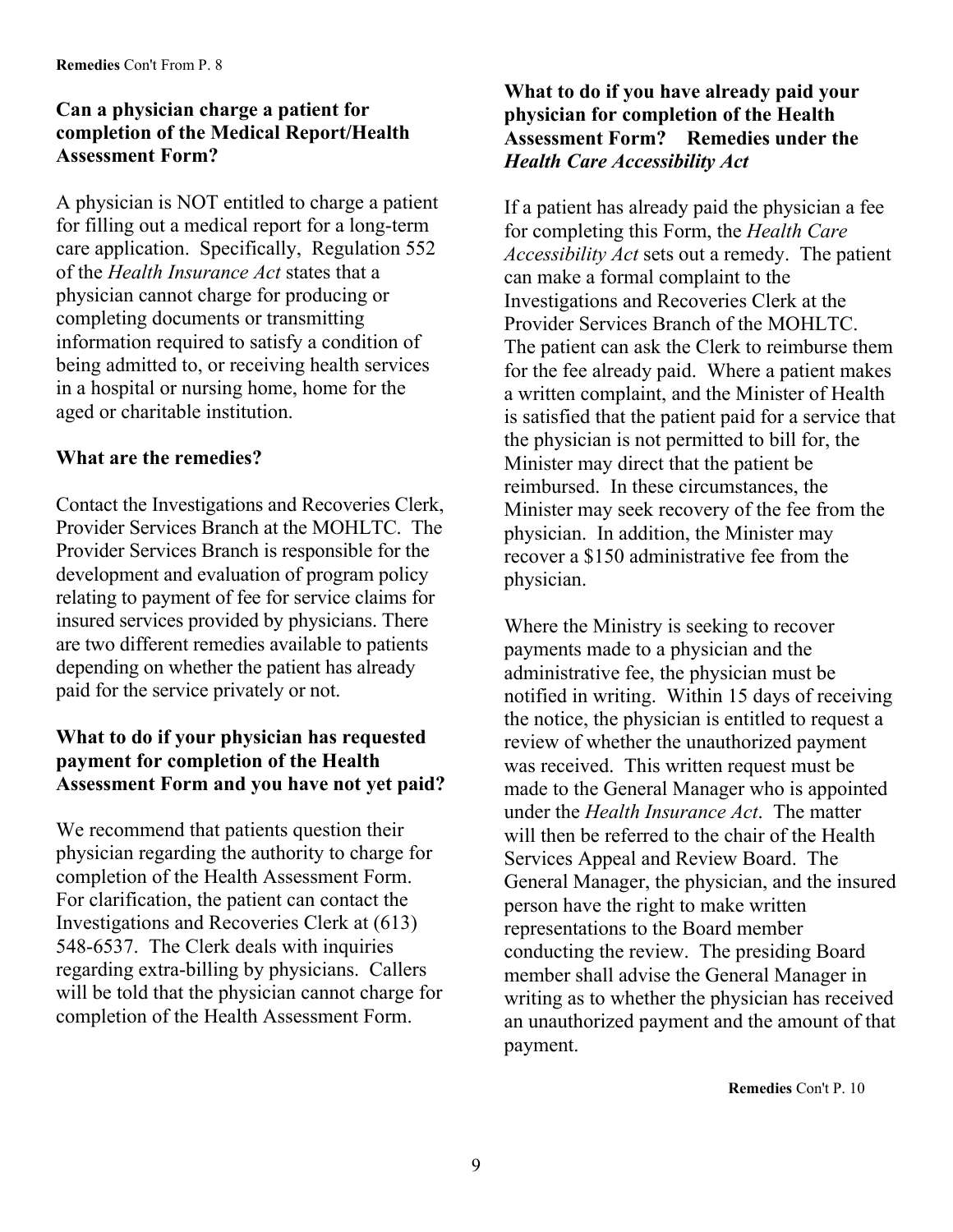**Remedies** Con't From P. 8

### Can a physician charge a patient for completion of the Medical Report/Health Assessment Form?

A physician is NOT entitled to charge a patient for filling out a medical report for a long-term care application. Specifically, Regulation 552 of the *Health Insurance Act* states that a physician cannot charge for producing or completing documents or transmitting information required to satisfy a condition of being admitted to, or receiving health services in a hospital or nursing home, home for the aged or charitable institution.

### What are the remedies?

Contact the Investigations and Recoveries Clerk, Provider Services Branch at the MOHLTC. The Provider Services Branch is responsible for the development and evaluation of program policy relating to payment of fee for service claims for insured services provided by physicians. There are two different remedies available to patients depending on whether the patient has already paid for the service privately or not.

### What to do if your physician has requested payment for completion of the Health Assessment Form and you have not yet paid?

We recommend that patients question their physician regarding the authority to charge for completion of the Health Assessment Form. For clarification, the patient can contact the Investigations and Recoveries Clerk at (613) 548-6537. The Clerk deals with inquiries regarding extra-billing by physicians. Callers will be told that the physician cannot charge for completion of the Health Assessment Form.

### What to do if you have already paid your physician for completion of the Health Assessment Form? Remedies under the *Health Care Accessibility Act*

If a patient has already paid the physician a fee for completing this Form, the *Health Care Accessibility Act* sets out a remedy. The patient can make a formal complaint to the Investigations and Recoveries Clerk at the Provider Services Branch of the MOHLTC. The patient can ask the Clerk to reimburse them for the fee already paid. Where a patient makes a written complaint, and the Minister of Health is satisfied that the patient paid for a service that the physician is not permitted to bill for, the Minister may direct that the patient be reimbursed. In these circumstances, the Minister may seek recovery of the fee from the physician. In addition, the Minister may recover a $150 administrative fee from the physician.

Where the Ministry is seeking to recover payments made to a physician and the administrative fee, the physician must be notified in writing. Within 15 days of receiving the notice, the physician is entitled to request a review of whether the unauthorized payment was received. This written request must be made to the General Manager who is appointed under the *Health Insurance Act*. The matter will then be referred to the chair of the Health Services Appeal and Review Board. The General Manager, the physician, and the insured person have the right to make written representations to the Board member conducting the review. The presiding Board member shall advise the General Manager in writing as to whether the physician has received an unauthorized payment and the amount of that payment.

**Remedies** Con't P. 10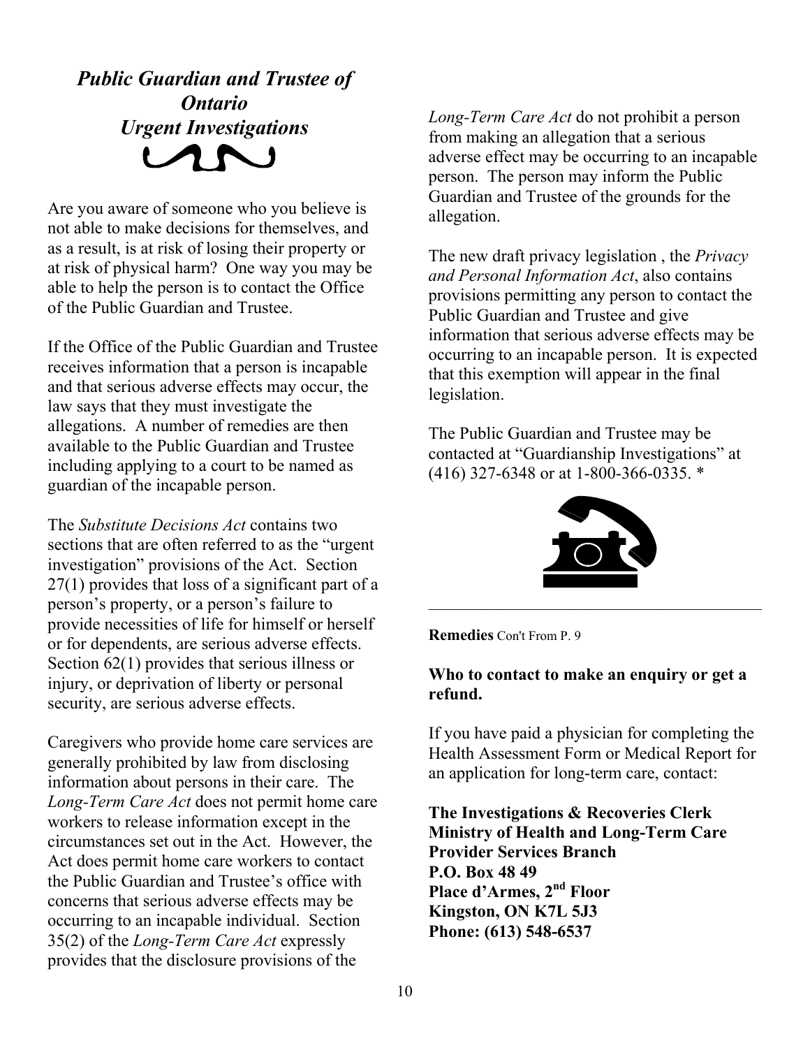## *Public Guardian and Trustee of Ontario Urgent Investigations*

Are you aware of someone who you believe is not able to make decisions for themselves, and as a result, is at risk of losing their property or at risk of physical harm? One way you may be able to help the person is to contact the Office of the Public Guardian and Trustee.

If the Office of the Public Guardian and Trustee receives information that a person is incapable and that serious adverse effects may occur, the law says that they must investigate the allegations. A number of remedies are then available to the Public Guardian and Trustee including applying to a court to be named as guardian of the incapable person.

The *Substitute Decisions Act* contains two sections that are often referred to as the "urgent investigation" provisions of the Act. Section 27(1) provides that loss of a significant part of a person's property, or a person's failure to provide necessities of life for himself or herself or for dependents, are serious adverse effects. Section 62(1) provides that serious illness or injury, or deprivation of liberty or personal security, are serious adverse effects.

Caregivers who provide home care services are generally prohibited by law from disclosing information about persons in their care. The *Long-Term Care Act* does not permit home care workers to release information except in the circumstances set out in the Act. However, the Act does permit home care workers to contact the Public Guardian and Trustee's office with concerns that serious adverse effects may be occurring to an incapable individual. Section 35(2) of the *Long-Term Care Act* expressly provides that the disclosure provisions of the *Long-Term Care Act* do not prohibit a person from making an allegation that a serious adverse effect may be occurring to an incapable person. The person may inform the Public Guardian and Trustee of the grounds for the allegation.

The new draft privacy legislation , the *Privacy and Personal Information Act*, also contains provisions permitting any person to contact the Public Guardian and Trustee and give information that serious adverse effects may be occurring to an incapable person. It is expected that this exemption will appear in the final legislation.

The Public Guardian and Trustee may be contacted at "Guardianship Investigations" at (416) 327-6348 or at 1-800-366-0335. *

---

**Remedies** Con't From P. 9

**Who to contact to make an enquiry or get a refund.**

If you have paid a physician for completing the Health Assessment Form or Medical Report for an application for long-term care, contact:

**The Investigations & Recoveries Clerk**
**Ministry of Health and Long-Term Care**
**Provider Services Branch**
**P.O. Box 48 49**
**Place d'Armes, 2nd Floor**
**Kingston, ON K7L 5J3**
**Phone: (613) 548-6537**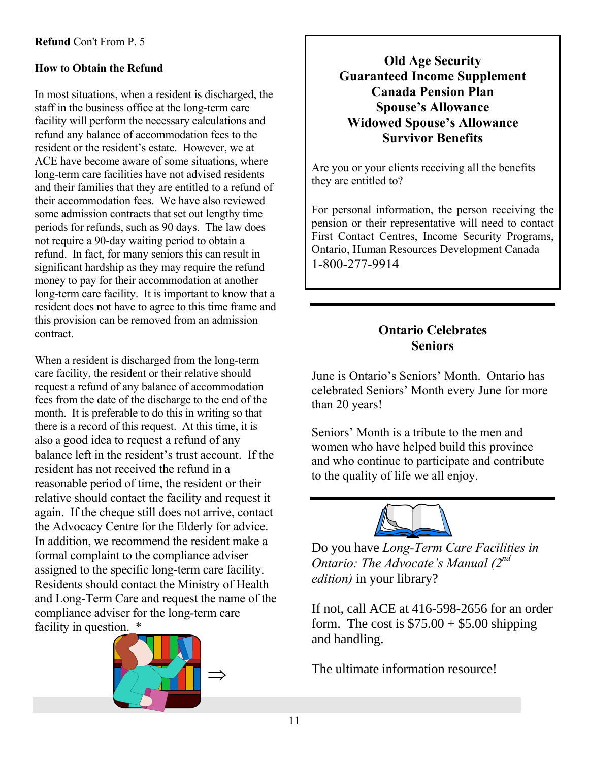**Refund** Con't From P. 5

### How to Obtain the Refund

In most situations, when a resident is discharged, the staff in the business office at the long-term care facility will perform the necessary calculations and refund any balance of accommodation fees to the resident or the resident's estate. However, we at ACE have become aware of some situations, where long-term care facilities have not advised residents and their families that they are entitled to a refund of their accommodation fees. We have also reviewed some admission contracts that set out lengthy time periods for refunds, such as 90 days. The law does not require a 90-day waiting period to obtain a refund. In fact, for many seniors this can result in significant hardship as they may require the refund money to pay for their accommodation at another long-term care facility. It is important to know that a resident does not have to agree to this time frame and this provision can be removed from an admission contract.

When a resident is discharged from the long-term care facility, the resident or their relative should request a refund of any balance of accommodation fees from the date of the discharge to the end of the month. It is preferable to do this in writing so that there is a record of this request. At this time, it is also a good idea to request a refund of any balance left in the resident's trust account. If the resident has not received the refund in a reasonable period of time, the resident or their relative should contact the facility and request it again. If the cheque still does not arrive, contact the Advocacy Centre for the Elderly for advice. In addition, we recommend the resident make a formal complaint to the compliance adviser assigned to the specific long-term care facility. Residents should contact the Ministry of Health and Long-Term Care and request the name of the compliance adviser for the long-term care facility in question. *

⇒

---

### Old Age Security
### Guaranteed Income Supplement
### Canada Pension Plan
### Spouse's Allowance
### Widowed Spouse's Allowance
### Survivor Benefits

Are you or your clients receiving all the benefits they are entitled to?

For personal information, the person receiving the pension or their representative will need to contact First Contact Centres, Income Security Programs, Ontario, Human Resources Development Canada 1-800-277-9914

---

### Ontario Celebrates Seniors

June is Ontario's Seniors' Month. Ontario has celebrated Seniors' Month every June for more than 20 years!

Seniors' Month is a tribute to the men and women who have helped build this province and who continue to participate and contribute to the quality of life we all enjoy.

---

Do you have *Long-Term Care Facilities in Ontario: The Advocate's Manual (2nd edition)* in your library?

If not, call ACE at 416-598-2656 for an order form. The cost is $75.00 + $5.00 shipping and handling.

The ultimate information resource!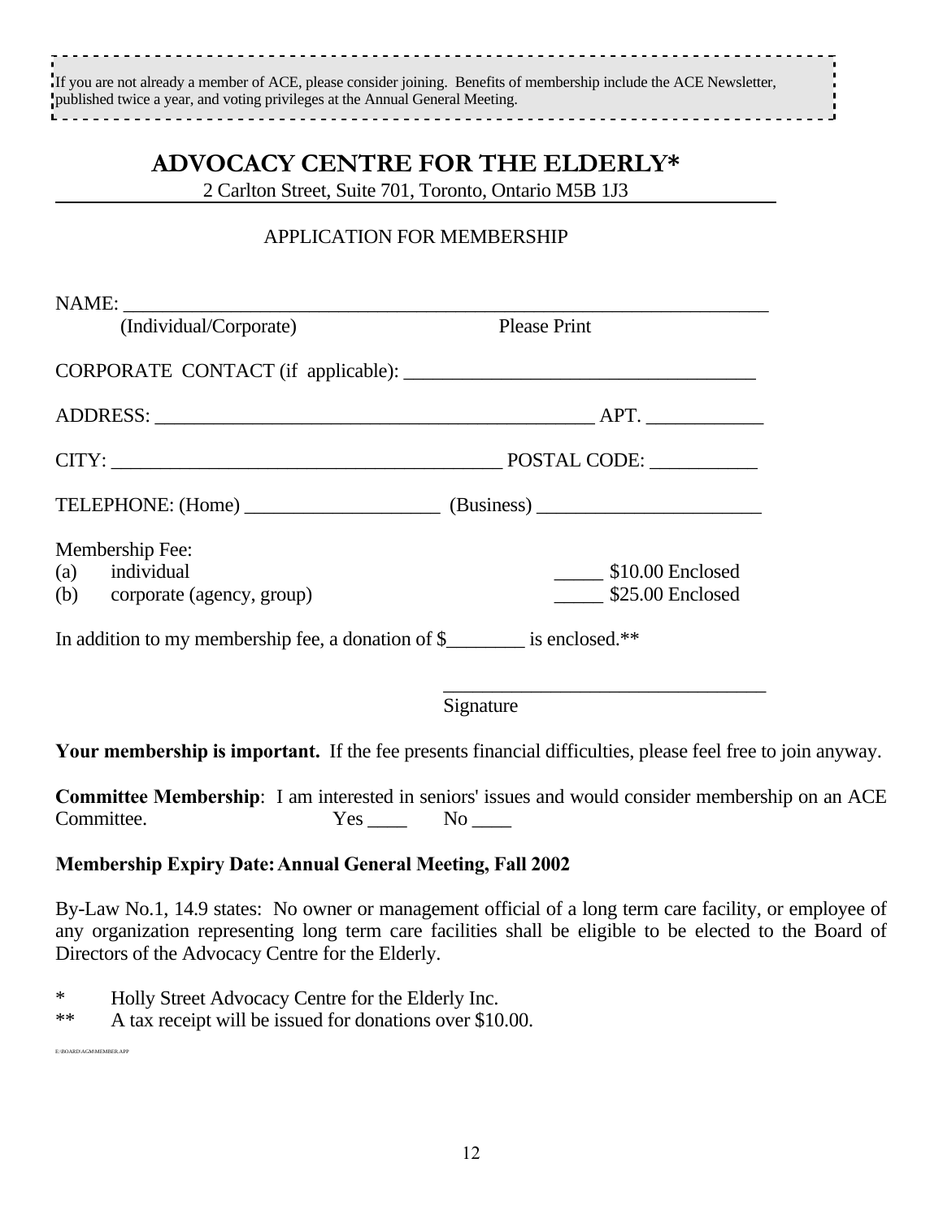If you are not already a member of ACE, please consider joining. Benefits of membership include the ACE Newsletter, published twice a year, and voting privileges at the Annual General Meeting.

# ADVOCACY CENTRE FOR THE ELDERLY*

2 Carlton Street, Suite 701, Toronto, Ontario M5B 1J3

APPLICATION FOR MEMBERSHIP

NAME: ______________________________________________________________________
(Individual/Corporate) Please Print

CORPORATE CONTACT (if applicable): ___________________________________

ADDRESS: _____________________________________________ APT. ___________

CITY: ________________________________________ POSTAL CODE: ___________

TELEPHONE: (Home) ____________________ (Business) _______________________

Membership Fee:
(a) individual _____ $10.00 Enclosed
(b) corporate (agency, group) _____ $25.00 Enclosed

In addition to my membership fee, a donation of $________ is enclosed.**

_________________________________
Signature

**Your membership is important.** If the fee presents financial difficulties, please feel free to join anyway.

**Committee Membership**: I am interested in seniors' issues and would consider membership on an ACE Committee. Yes ____ No ____

**Membership Expiry Date: Annual General Meeting, Fall 2002**

By-Law No.1, 14.9 states: No owner or management official of a long term care facility, or employee of any organization representing long term care facilities shall be eligible to be elected to the Board of Directors of the Advocacy Centre for the Elderly.

\* Holly Street Advocacy Centre for the Elderly Inc.
\** A tax receipt will be issued for donations over $10.00.

E:\BOARD\AGM\MEMBER.APP